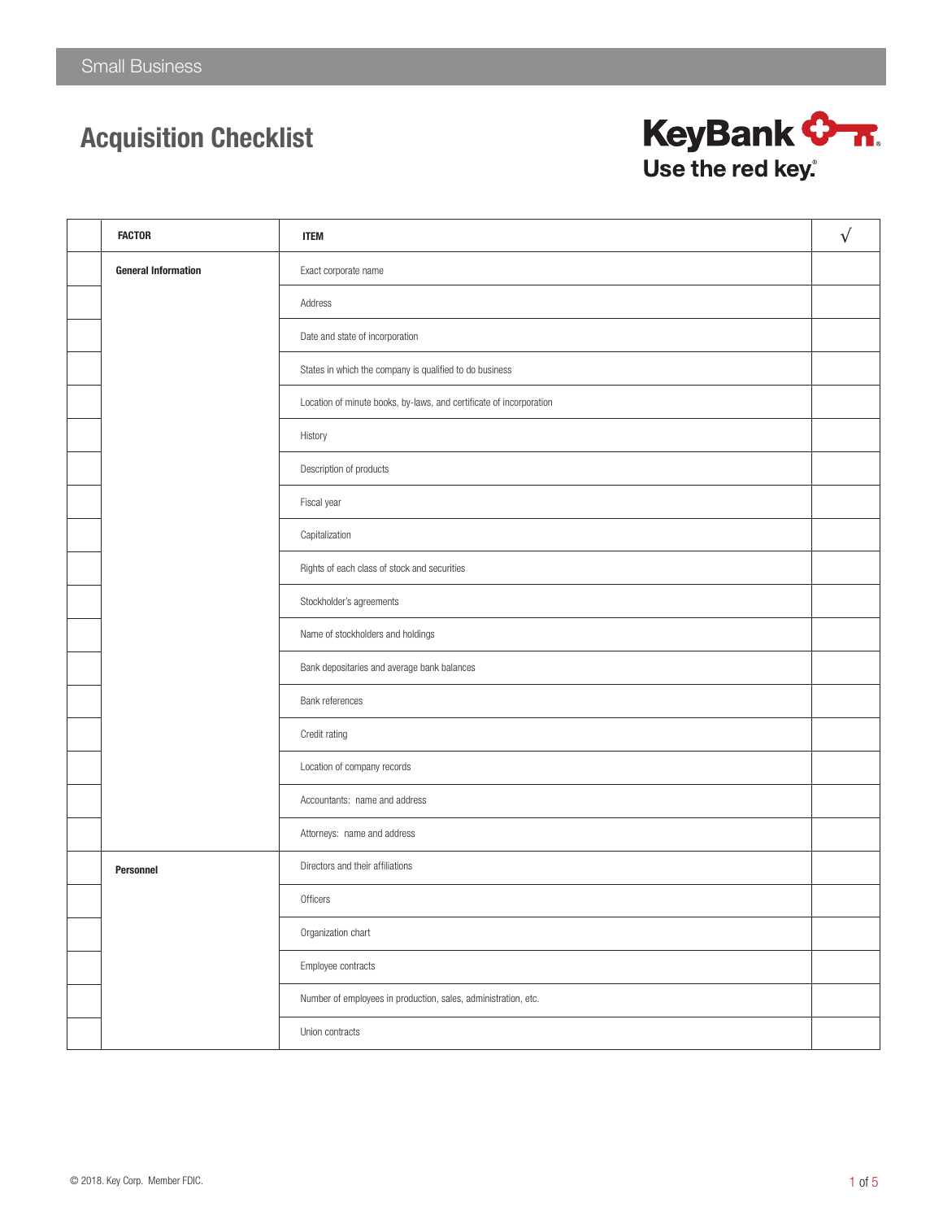Small Business

# Acquisition Checklist

KeyBank
Use the red key.

| | FACTOR | ITEM | √ |
|---|---|---|---|
| | General Information | Exact corporate name | |
| | | Address | |
| | | Date and state of incorporation | |
| | | States in which the company is qualified to do business | |
| | | Location of minute books, by-laws, and certificate of incorporation | |
| | | History | |
| | | Description of products | |
| | | Fiscal year | |
| | | Capitalization | |
| | | Rights of each class of stock and securities | |
| | | Stockholder's agreements | |
| | | Name of stockholders and holdings | |
| | | Bank depositaries and average bank balances | |
| | | Bank references | |
| | | Credit rating | |
| | | Location of company records | |
| | | Accountants: name and address | |
| | | Attorneys: name and address | |
| | Personnel | Directors and their affiliations | |
| | | Officers | |
| | | Organization chart | |
| | | Employee contracts | |
| | | Number of employees in production, sales, administration, etc. | |
| | | Union contracts | |

© 2018. Key Corp. Member FDIC.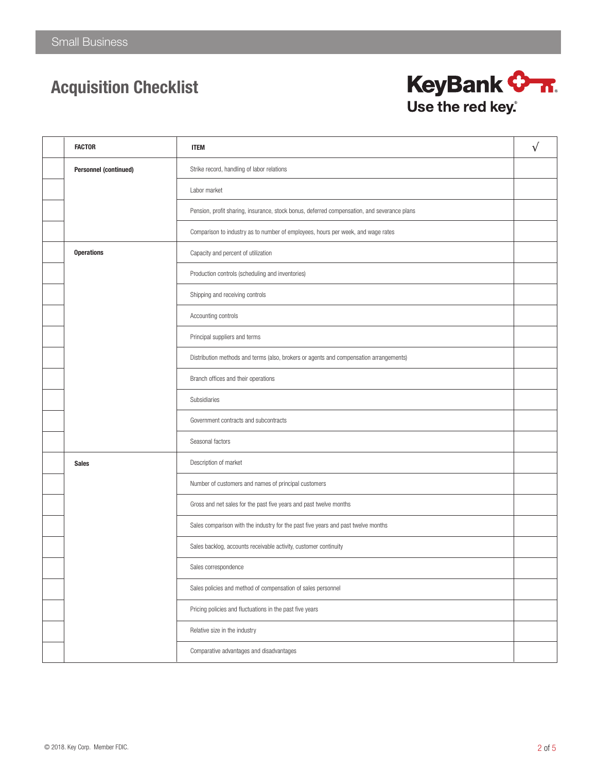# Acquisition Checklist

| | FACTOR | ITEM | √ |
|---|---|---|---|
| | Personnel (continued) | Strike record, handling of labor relations | |
| | | Labor market | |
| | | Pension, profit sharing, insurance, stock bonus, deferred compensation, and severance plans | |
| | | Comparison to industry as to number of employees, hours per week, and wage rates | |
| | Operations | Capacity and percent of utilization | |
| | | Production controls (scheduling and inventories) | |
| | | Shipping and receiving controls | |
| | | Accounting controls | |
| | | Principal suppliers and terms | |
| | | Distribution methods and terms (also, brokers or agents and compensation arrangements) | |
| | | Branch offices and their operations | |
| | | Subsidiaries | |
| | | Government contracts and subcontracts | |
| | | Seasonal factors | |
| | Sales | Description of market | |
| | | Number of customers and names of principal customers | |
| | | Gross and net sales for the past five years and past twelve months | |
| | | Sales comparison with the industry for the past five years and past twelve months | |
| | | Sales backlog, accounts receivable activity, customer continuity | |
| | | Sales correspondence | |
| | | Sales policies and method of compensation of sales personnel | |
| | | Pricing policies and fluctuations in the past five years | |
| | | Relative size in the industry | |
| | | Comparative advantages and disadvantages | |

© 2018. Key Corp. Member FDIC.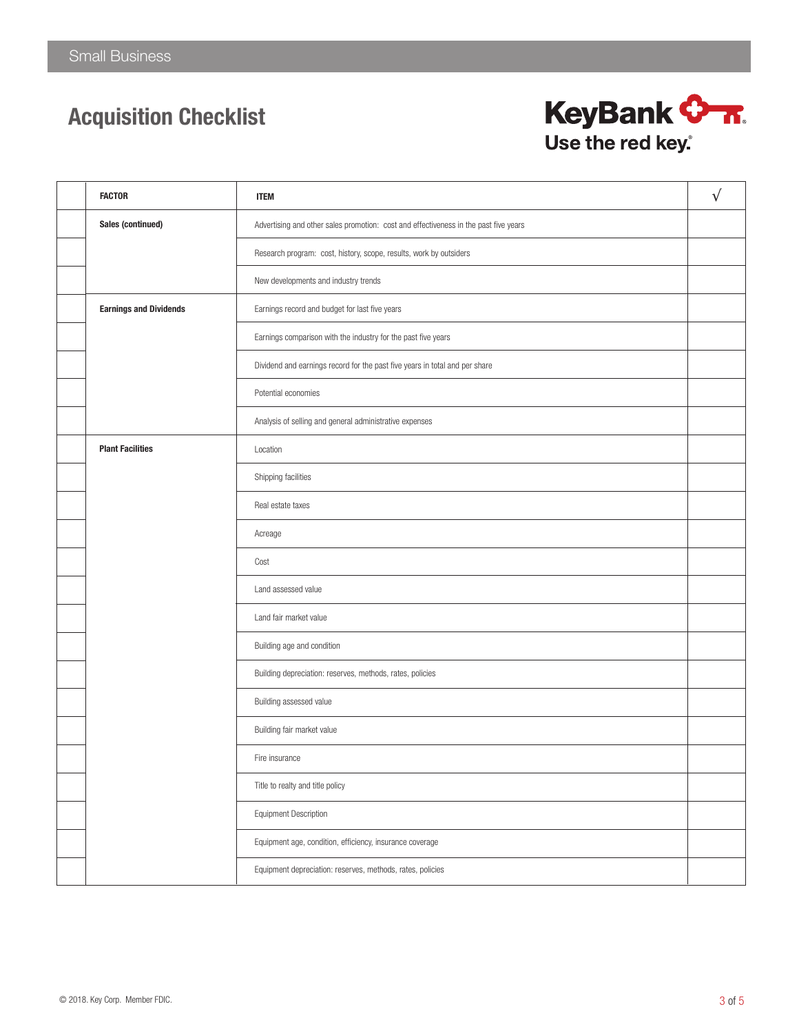# Acquisition Checklist

| | FACTOR | ITEM | √ |
|---|---|---|---|
| | Sales (continued) | Advertising and other sales promotion: cost and effectiveness in the past five years | |
| | | Research program: cost, history, scope, results, work by outsiders | |
| | | New developments and industry trends | |
| | Earnings and Dividends | Earnings record and budget for last five years | |
| | | Earnings comparison with the industry for the past five years | |
| | | Dividend and earnings record for the past five years in total and per share | |
| | | Potential economies | |
| | | Analysis of selling and general administrative expenses | |
| | Plant Facilities | Location | |
| | | Shipping facilities | |
| | | Real estate taxes | |
| | | Acreage | |
| | | Cost | |
| | | Land assessed value | |
| | | Land fair market value | |
| | | Building age and condition | |
| | | Building depreciation: reserves, methods, rates, policies | |
| | | Building assessed value | |
| | | Building fair market value | |
| | | Fire insurance | |
| | | Title to realty and title policy | |
| | | Equipment Description | |
| | | Equipment age, condition, efficiency, insurance coverage | |
| | | Equipment depreciation: reserves, methods, rates, policies | |

© 2018. Key Corp. Member FDIC.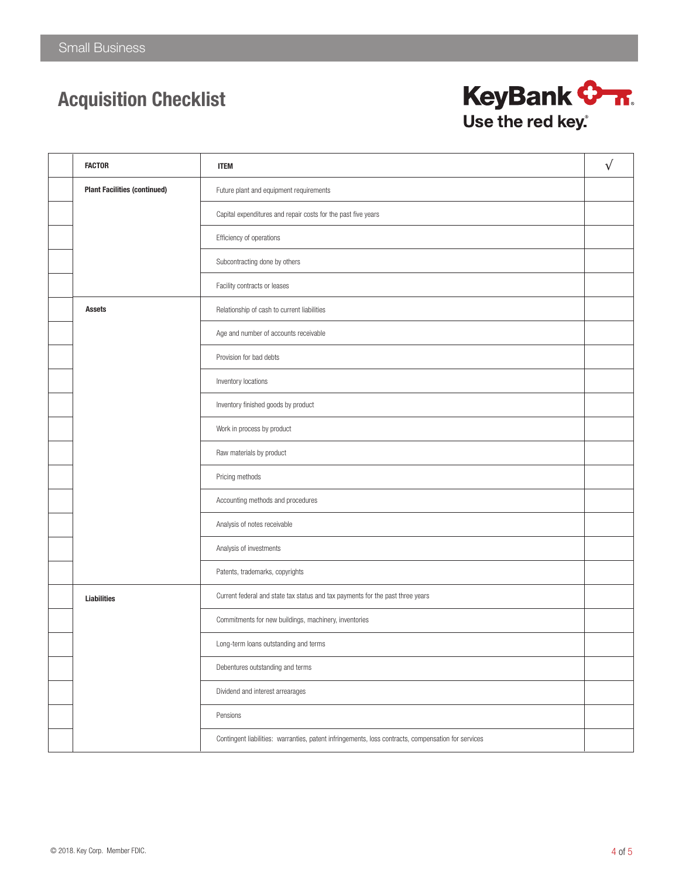# Acquisition Checklist

| | FACTOR | ITEM | √ |
|---|---|---|---|
| | **Plant Facilities (continued)** | Future plant and equipment requirements | |
| | | Capital expenditures and repair costs for the past five years | |
| | | Efficiency of operations | |
| | | Subcontracting done by others | |
| | | Facility contracts or leases | |
| | **Assets** | Relationship of cash to current liabilities | |
| | | Age and number of accounts receivable | |
| | | Provision for bad debts | |
| | | Inventory locations | |
| | | Inventory finished goods by product | |
| | | Work in process by product | |
| | | Raw materials by product | |
| | | Pricing methods | |
| | | Accounting methods and procedures | |
| | | Analysis of notes receivable | |
| | | Analysis of investments | |
| | | Patents, trademarks, copyrights | |
| | **Liabilities** | Current federal and state tax status and tax payments for the past three years | |
| | | Commitments for new buildings, machinery, inventories | |
| | | Long-term loans outstanding and terms | |
| | | Debentures outstanding and terms | |
| | | Dividend and interest arrearages | |
| | | Pensions | |
| | | Contingent liabilities: warranties, patent infringements, loss contracts, compensation for services | |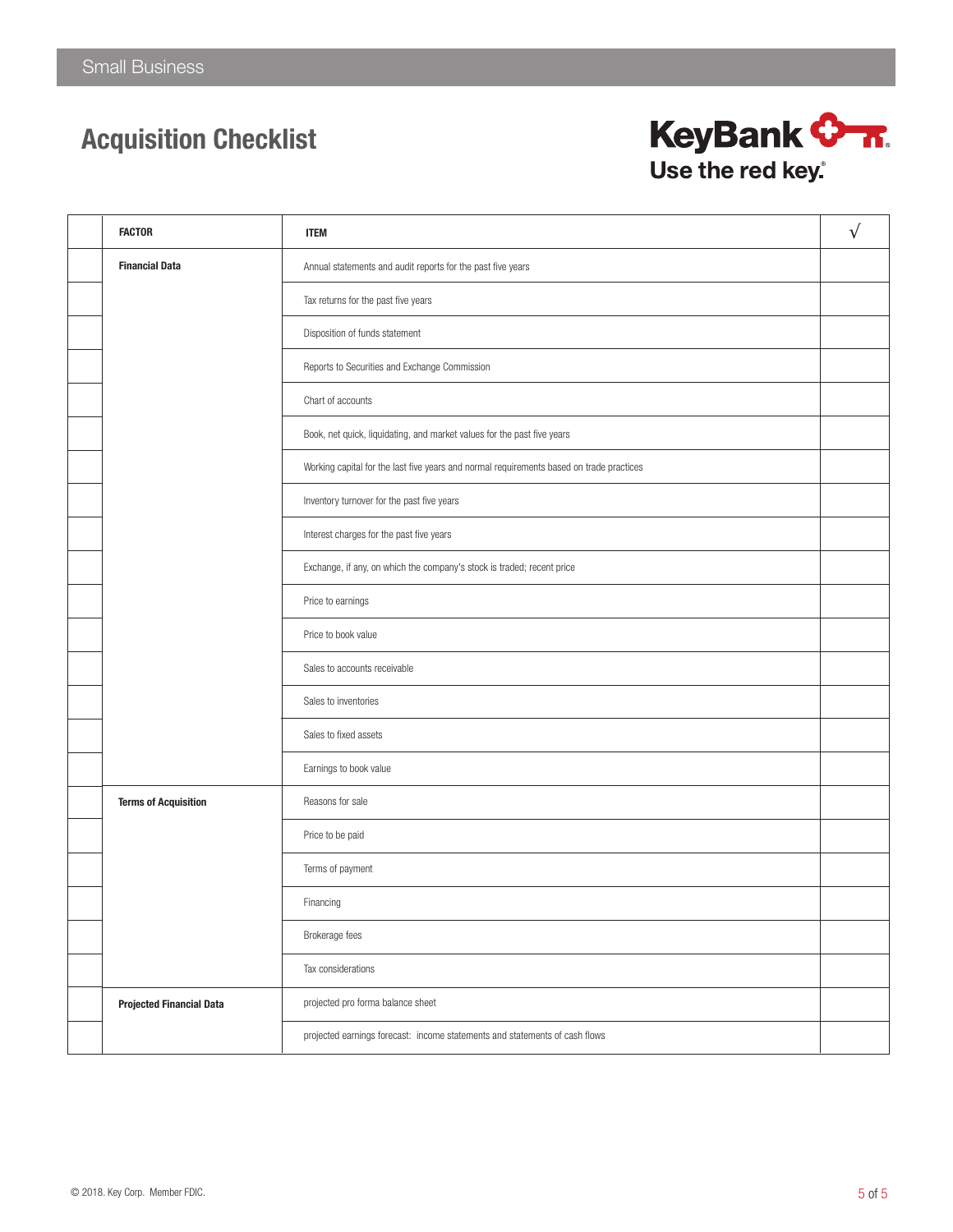# Acquisition Checklist

| | FACTOR | ITEM | √ |
|---|---|---|---|
| | **Financial Data** | Annual statements and audit reports for the past five years | |
| | | Tax returns for the past five years | |
| | | Disposition of funds statement | |
| | | Reports to Securities and Exchange Commission | |
| | | Chart of accounts | |
| | | Book, net quick, liquidating, and market values for the past five years | |
| | | Working capital for the last five years and normal requirements based on trade practices | |
| | | Inventory turnover for the past five years | |
| | | Interest charges for the past five years | |
| | | Exchange, if any, on which the company's stock is traded; recent price | |
| | | Price to earnings | |
| | | Price to book value | |
| | | Sales to accounts receivable | |
| | | Sales to inventories | |
| | | Sales to fixed assets | |
| | | Earnings to book value | |
| | **Terms of Acquisition** | Reasons for sale | |
| | | Price to be paid | |
| | | Terms of payment | |
| | | Financing | |
| | | Brokerage fees | |
| | | Tax considerations | |
| | **Projected Financial Data** | projected pro forma balance sheet | |
| | | projected earnings forecast: income statements and statements of cash flows | |

© 2018. Key Corp. Member FDIC.